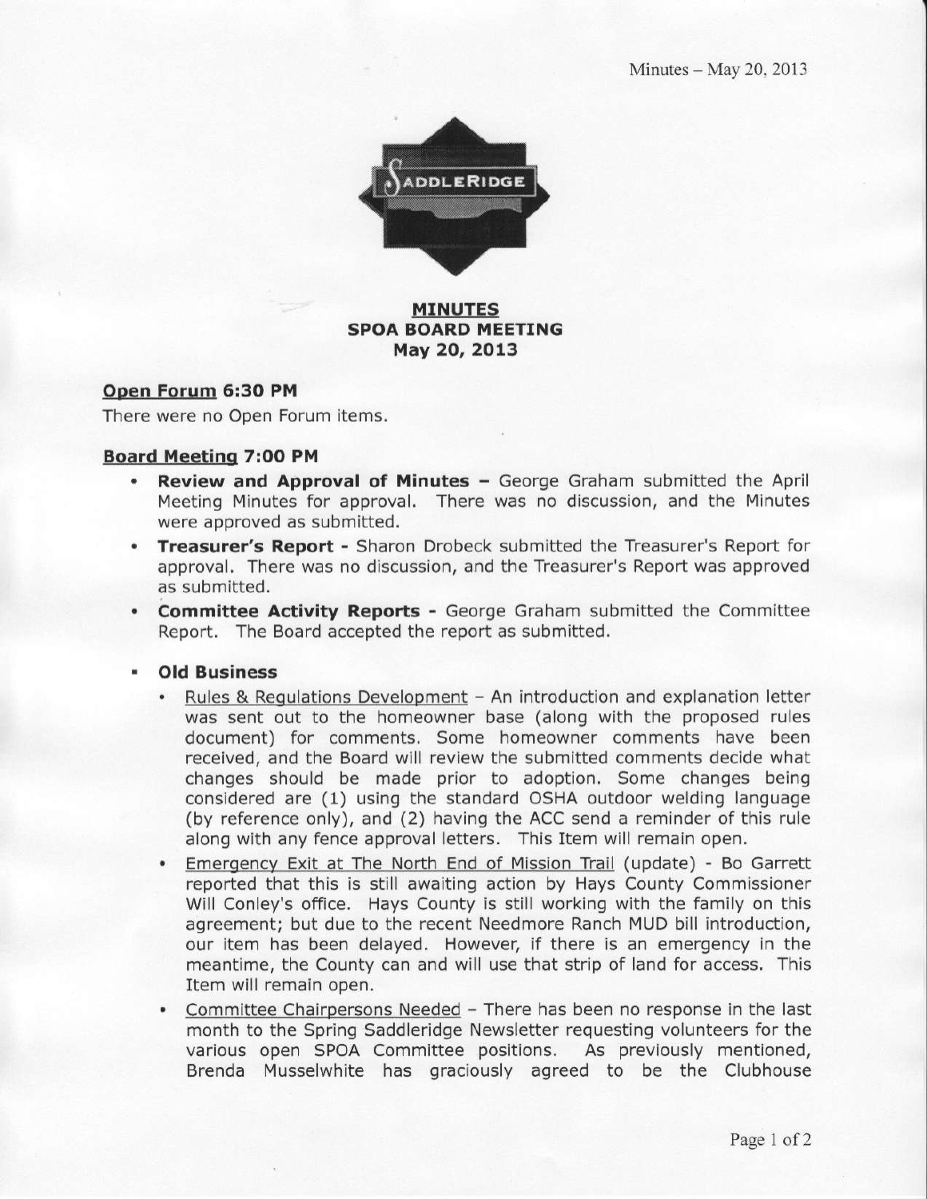**MINUTES**
**SPOA BOARD MEETING**
**May 20, 2013**

**Open Forum 6:30 PM**

There were no Open Forum items.

**Board Meeting 7:00 PM**

- **Review and Approval of Minutes –** George Graham submitted the April Meeting Minutes for approval. There was no discussion, and the Minutes were approved as submitted.
- **Treasurer's Report -** Sharon Drobeck submitted the Treasurer's Report for approval. There was no discussion, and the Treasurer's Report was approved as submitted.
- **Committee Activity Reports -** George Graham submitted the Committee Report. The Board accepted the report as submitted.
- **Old Business**
  - Rules & Regulations Development – An introduction and explanation letter was sent out to the homeowner base (along with the proposed rules document) for comments. Some homeowner comments have been received, and the Board will review the submitted comments decide what changes should be made prior to adoption. Some changes being considered are (1) using the standard OSHA outdoor welding language (by reference only), and (2) having the ACC send a reminder of this rule along with any fence approval letters. This Item will remain open.
  - Emergency Exit at The North End of Mission Trail (update) - Bo Garrett reported that this is still awaiting action by Hays County Commissioner Will Conley's office. Hays County is still working with the family on this agreement; but due to the recent Needmore Ranch MUD bill introduction, our item has been delayed. However, if there is an emergency in the meantime, the County can and will use that strip of land for access. This Item will remain open.
  - Committee Chairpersons Needed – There has been no response in the last month to the Spring Saddleridge Newsletter requesting volunteers for the various open SPOA Committee positions. As previously mentioned, Brenda Musselwhite has graciously agreed to be the Clubhouse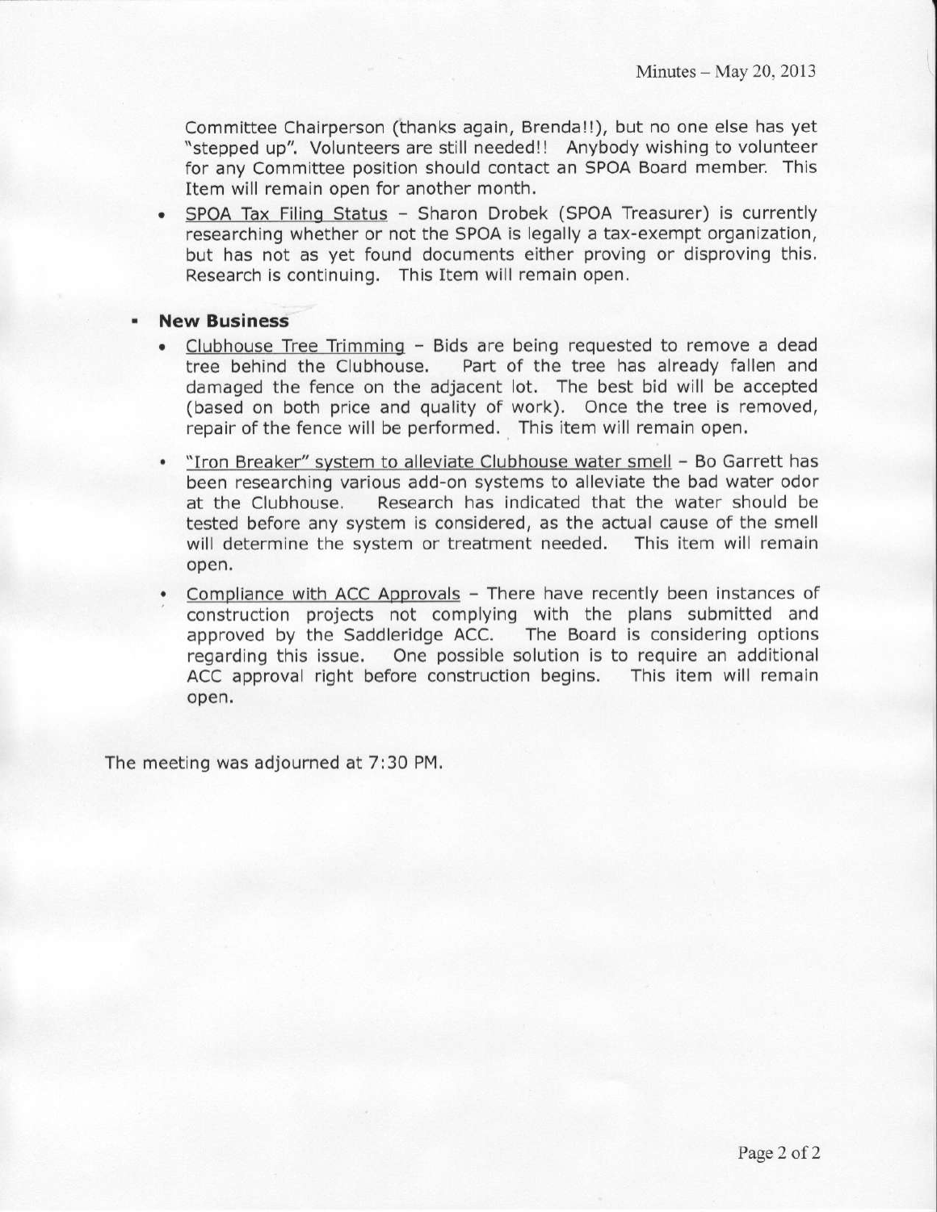Committee Chairperson (thanks again, Brenda!!), but no one else has yet "stepped up". Volunteers are still needed!! Anybody wishing to volunteer for any Committee position should contact an SPOA Board member. This Item will remain open for another month.

- SPOA Tax Filing Status – Sharon Drobek (SPOA Treasurer) is currently researching whether or not the SPOA is legally a tax-exempt organization, but has not as yet found documents either proving or disproving this. Research is continuing. This Item will remain open.

- **New Business**
  - Clubhouse Tree Trimming – Bids are being requested to remove a dead tree behind the Clubhouse. Part of the tree has already fallen and damaged the fence on the adjacent lot. The best bid will be accepted (based on both price and quality of work). Once the tree is removed, repair of the fence will be performed. This item will remain open.
  - "Iron Breaker" system to alleviate Clubhouse water smell – Bo Garrett has been researching various add-on systems to alleviate the bad water odor at the Clubhouse. Research has indicated that the water should be tested before any system is considered, as the actual cause of the smell will determine the system or treatment needed. This item will remain open.
  - Compliance with ACC Approvals – There have recently been instances of construction projects not complying with the plans submitted and approved by the Saddleridge ACC. The Board is considering options regarding this issue. One possible solution is to require an additional ACC approval right before construction begins. This item will remain open.

The meeting was adjourned at 7:30 PM.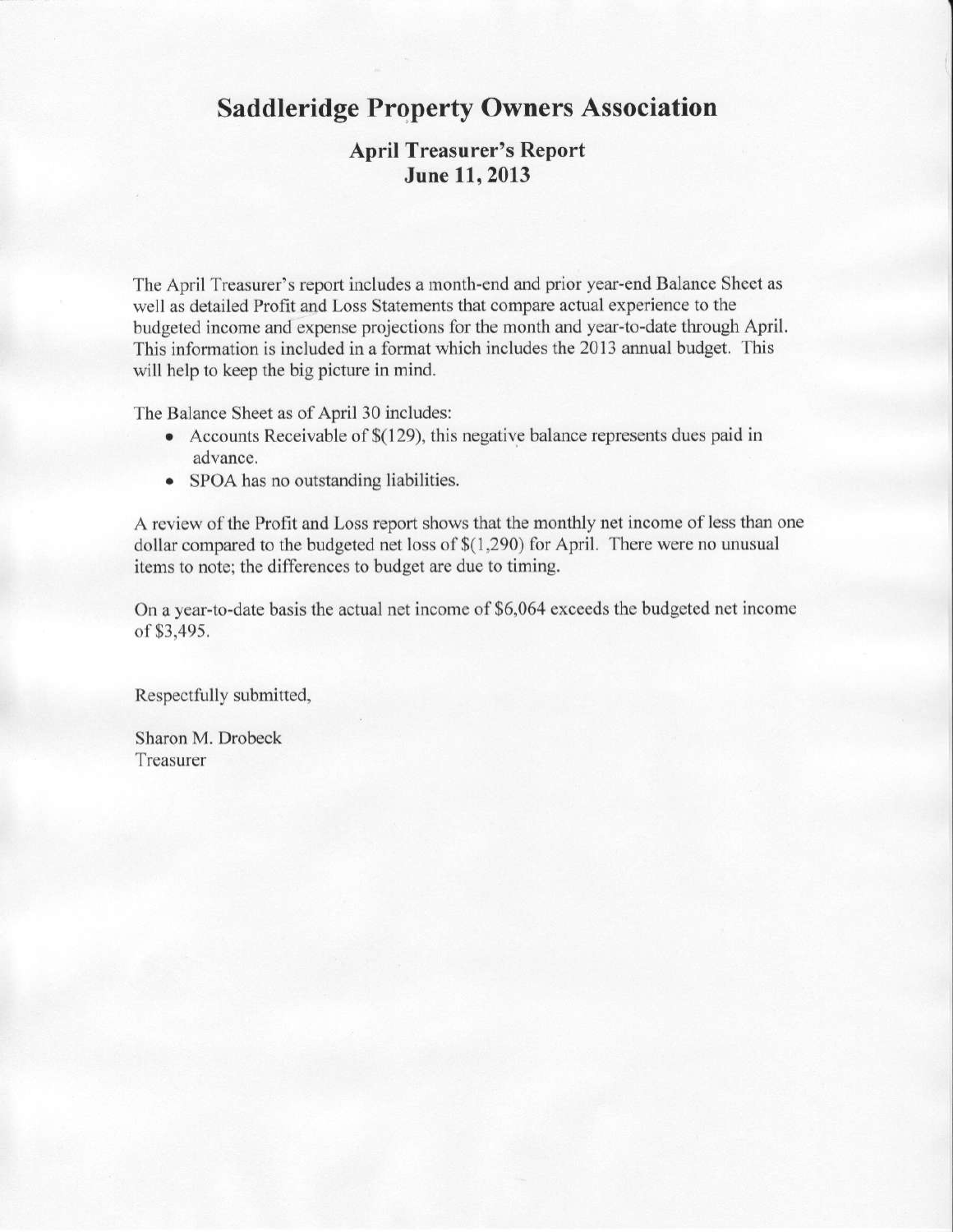# Saddleridge Property Owners Association

## April Treasurer's Report
## June 11, 2013

The April Treasurer's report includes a month-end and prior year-end Balance Sheet as well as detailed Profit and Loss Statements that compare actual experience to the budgeted income and expense projections for the month and year-to-date through April. This information is included in a format which includes the 2013 annual budget. This will help to keep the big picture in mind.

The Balance Sheet as of April 30 includes:

- Accounts Receivable of $(129), this negative balance represents dues paid in advance.
- SPOA has no outstanding liabilities.

A review of the Profit and Loss report shows that the monthly net income of less than one dollar compared to the budgeted net loss of $(1,290) for April. There were no unusual items to note; the differences to budget are due to timing.

On a year-to-date basis the actual net income of $6,064 exceeds the budgeted net income of $3,495.

Respectfully submitted,

Sharon M. Drobeck
Treasurer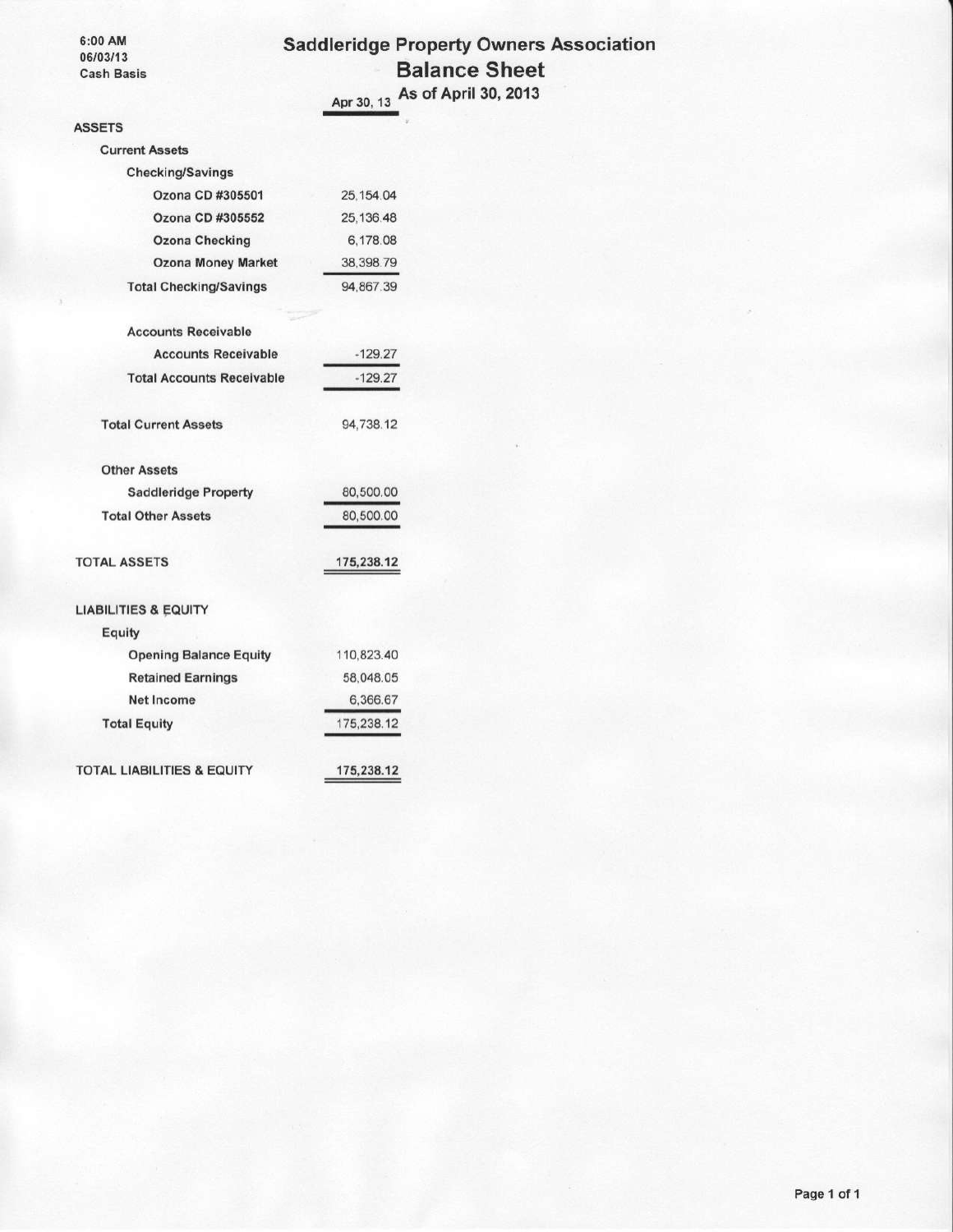6:00 AM
06/03/13
Cash Basis

# Saddleridge Property Owners Association

## Balance Sheet

### As of April 30, 2013

| | Apr 30, 13 |
|---|---|
| **ASSETS** | |
| **Current Assets** | |
| **Checking/Savings** | |
| Ozona CD #305501 | 25,154.04 |
| Ozona CD #305552 | 25,136.48 |
| Ozona Checking | 6,178.08 |
| Ozona Money Market | 38,398.79 |
| **Total Checking/Savings** | 94,867.39 |
| **Accounts Receivable** | |
| Accounts Receivable | -129.27 |
| **Total Accounts Receivable** | -129.27 |
| **Total Current Assets** | 94,738.12 |
| **Other Assets** | |
| Saddleridge Property | 80,500.00 |
| **Total Other Assets** | 80,500.00 |
| **TOTAL ASSETS** | **175,238.12** |
| **LIABILITIES & EQUITY** | |
| **Equity** | |
| Opening Balance Equity | 110,823.40 |
| Retained Earnings | 58,048.05 |
| Net Income | 6,366.67 |
| **Total Equity** | 175,238.12 |
| **TOTAL LIABILITIES & EQUITY** | **175,238.12** |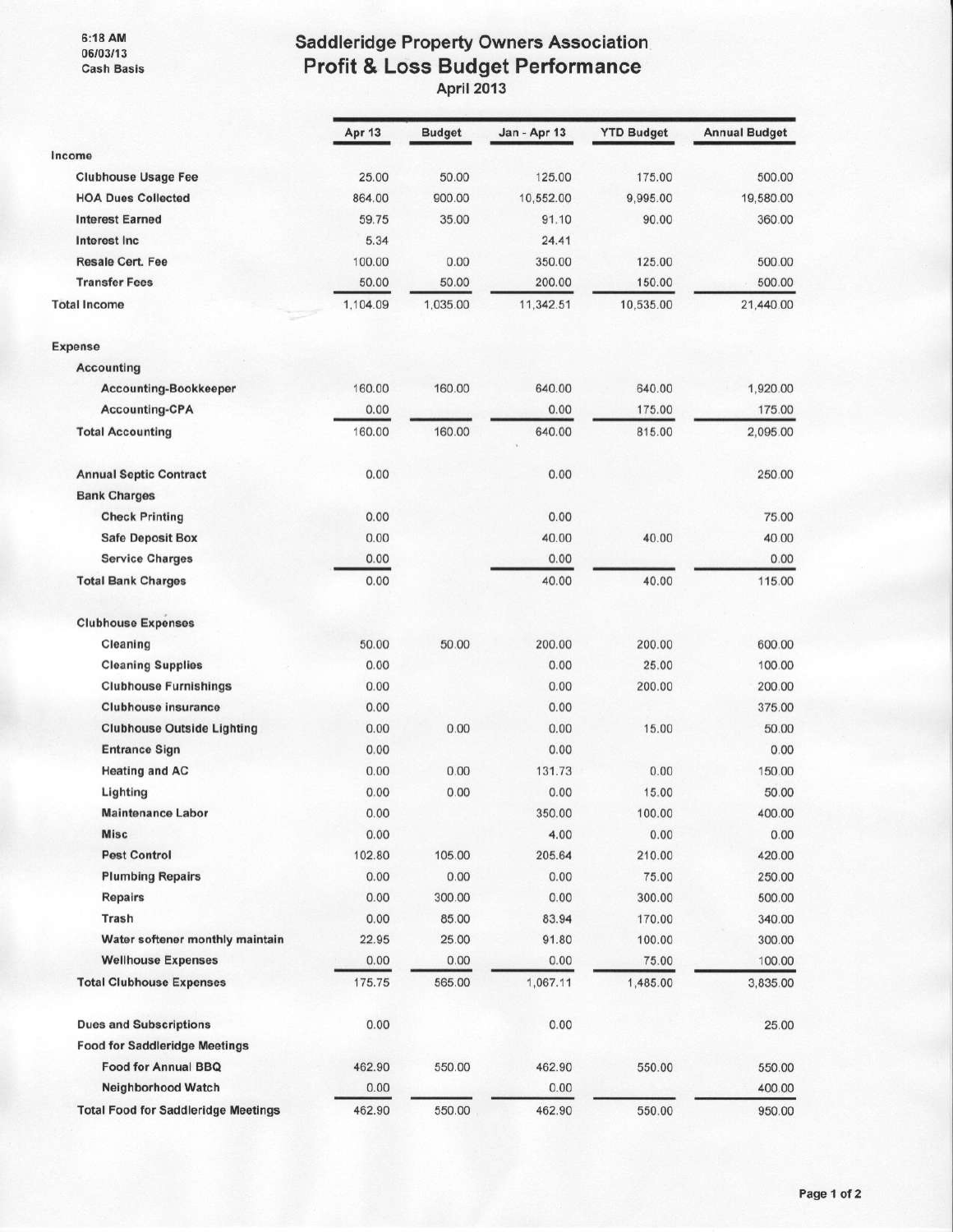6:18 AM
06/03/13
Cash Basis

# Saddleridge Property Owners Association
## Profit & Loss Budget Performance
April 2013

| | Apr 13 | Budget | Jan - Apr 13 | YTD Budget | Annual Budget |
|---|---|---|---|---|---|
| **Income** | | | | | |
| Clubhouse Usage Fee | 25.00 | 50.00 | 125.00 | 175.00 | 500.00 |
| HOA Dues Collected | 864.00 | 900.00 | 10,552.00 | 9,995.00 | 19,580.00 |
| Interest Earned | 59.75 | 35.00 | 91.10 | 90.00 | 360.00 |
| Interest Inc | 5.34 | | 24.41 | | |
| Resale Cert. Fee | 100.00 | 0.00 | 350.00 | 125.00 | 500.00 |
| Transfer Fees | 50.00 | 50.00 | 200.00 | 150.00 | 500.00 |
| **Total Income** | 1,104.09 | 1,035.00 | 11,342.51 | 10,535.00 | 21,440.00 |
| **Expense** | | | | | |
| Accounting | | | | | |
| Accounting-Bookkeeper | 160.00 | 160.00 | 640.00 | 640.00 | 1,920.00 |
| Accounting-CPA | 0.00 | | 0.00 | 175.00 | 175.00 |
| **Total Accounting** | 160.00 | 160.00 | 640.00 | 815.00 | 2,095.00 |
| Annual Septic Contract | 0.00 | | 0.00 | | 250.00 |
| Bank Charges | | | | | |
| Check Printing | 0.00 | | 0.00 | | 75.00 |
| Safe Deposit Box | 0.00 | | 40.00 | 40.00 | 40.00 |
| Service Charges | 0.00 | | 0.00 | | 0.00 |
| **Total Bank Charges** | 0.00 | | 40.00 | 40.00 | 115.00 |
| Clubhouse Expenses | | | | | |
| Cleaning | 50.00 | 50.00 | 200.00 | 200.00 | 600.00 |
| Cleaning Supplies | 0.00 | | 0.00 | 25.00 | 100.00 |
| Clubhouse Furnishings | 0.00 | | 0.00 | 200.00 | 200.00 |
| Clubhouse insurance | 0.00 | | 0.00 | | 375.00 |
| Clubhouse Outside Lighting | 0.00 | 0.00 | 0.00 | 15.00 | 50.00 |
| Entrance Sign | 0.00 | | 0.00 | | 0.00 |
| Heating and AC | 0.00 | 0.00 | 131.73 | 0.00 | 150.00 |
| Lighting | 0.00 | 0.00 | 0.00 | 15.00 | 50.00 |
| Maintenance Labor | 0.00 | | 350.00 | 100.00 | 400.00 |
| Misc | 0.00 | | 4.00 | 0.00 | 0.00 |
| Pest Control | 102.80 | 105.00 | 205.64 | 210.00 | 420.00 |
| Plumbing Repairs | 0.00 | 0.00 | 0.00 | 75.00 | 250.00 |
| Repairs | 0.00 | 300.00 | 0.00 | 300.00 | 500.00 |
| Trash | 0.00 | 85.00 | 83.94 | 170.00 | 340.00 |
| Water softener monthly maintain | 22.95 | 25.00 | 91.80 | 100.00 | 300.00 |
| Wellhouse Expenses | 0.00 | 0.00 | 0.00 | 75.00 | 100.00 |
| **Total Clubhouse Expenses** | 175.75 | 565.00 | 1,067.11 | 1,485.00 | 3,835.00 |
| Dues and Subscriptions | 0.00 | | 0.00 | | 25.00 |
| Food for Saddleridge Meetings | | | | | |
| Food for Annual BBQ | 462.90 | 550.00 | 462.90 | 550.00 | 550.00 |
| Neighborhood Watch | 0.00 | | 0.00 | | 400.00 |
| **Total Food for Saddleridge Meetings** | 462.90 | 550.00 | 462.90 | 550.00 | 950.00 |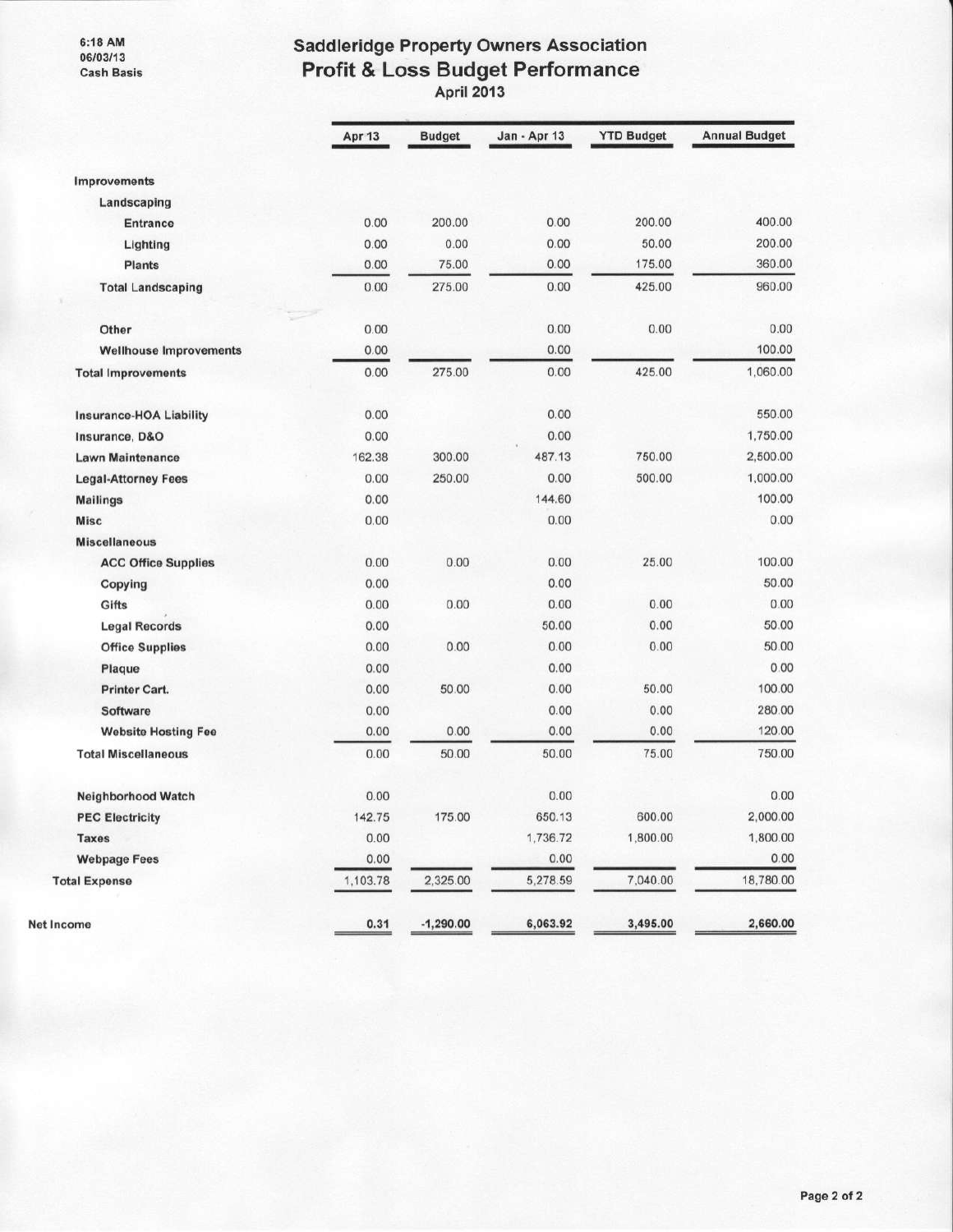6:18 AM
06/03/13
Cash Basis

# Saddleridge Property Owners Association
## Profit & Loss Budget Performance
### April 2013

| | Apr 13 | Budget | Jan - Apr 13 | YTD Budget | Annual Budget |
|---|---|---|---|---|---|
| **Improvements** | | | | | |
| Landscaping | | | | | |
| Entrance | 0.00 | 200.00 | 0.00 | 200.00 | 400.00 |
| Lighting | 0.00 | 0.00 | 0.00 | 50.00 | 200.00 |
| Plants | 0.00 | 75.00 | 0.00 | 175.00 | 360.00 |
| Total Landscaping | 0.00 | 275.00 | 0.00 | 425.00 | 960.00 |
| Other | 0.00 | | 0.00 | 0.00 | 0.00 |
| Wellhouse Improvements | 0.00 | | 0.00 | | 100.00 |
| **Total Improvements** | 0.00 | 275.00 | 0.00 | 425.00 | 1,060.00 |
| Insurance-HOA Liability | 0.00 | | 0.00 | | 550.00 |
| Insurance, D&O | 0.00 | | 0.00 | | 1,750.00 |
| Lawn Maintenance | 162.38 | 300.00 | 487.13 | 750.00 | 2,500.00 |
| Legal-Attorney Fees | 0.00 | 250.00 | 0.00 | 500.00 | 1,000.00 |
| Mailings | 0.00 | | 144.60 | | 100.00 |
| Misc | 0.00 | | 0.00 | | 0.00 |
| **Miscellaneous** | | | | | |
| ACC Office Supplies | 0.00 | 0.00 | 0.00 | 25.00 | 100.00 |
| Copying | 0.00 | | 0.00 | | 50.00 |
| Gifts | 0.00 | 0.00 | 0.00 | 0.00 | 0.00 |
| Legal Records | 0.00 | | 50.00 | 0.00 | 50.00 |
| Office Supplies | 0.00 | 0.00 | 0.00 | 0.00 | 50.00 |
| Plaque | 0.00 | | 0.00 | | 0.00 |
| Printer Cart. | 0.00 | 50.00 | 0.00 | 50.00 | 100.00 |
| Software | 0.00 | | 0.00 | 0.00 | 280.00 |
| Website Hosting Fee | 0.00 | 0.00 | 0.00 | 0.00 | 120.00 |
| **Total Miscellaneous** | 0.00 | 50.00 | 50.00 | 75.00 | 750.00 |
| Neighborhood Watch | 0.00 | | 0.00 | | 0.00 |
| PEC Electricity | 142.75 | 175.00 | 650.13 | 600.00 | 2,000.00 |
| Taxes | 0.00 | | 1,736.72 | 1,800.00 | 1,800.00 |
| Webpage Fees | 0.00 | | 0.00 | | 0.00 |
| **Total Expense** | 1,103.78 | 2,325.00 | 5,278.59 | 7,040.00 | 18,780.00 |
| **Net Income** | **0.31** | **-1,290.00** | **6,063.92** | **3,495.00** | **2,660.00** |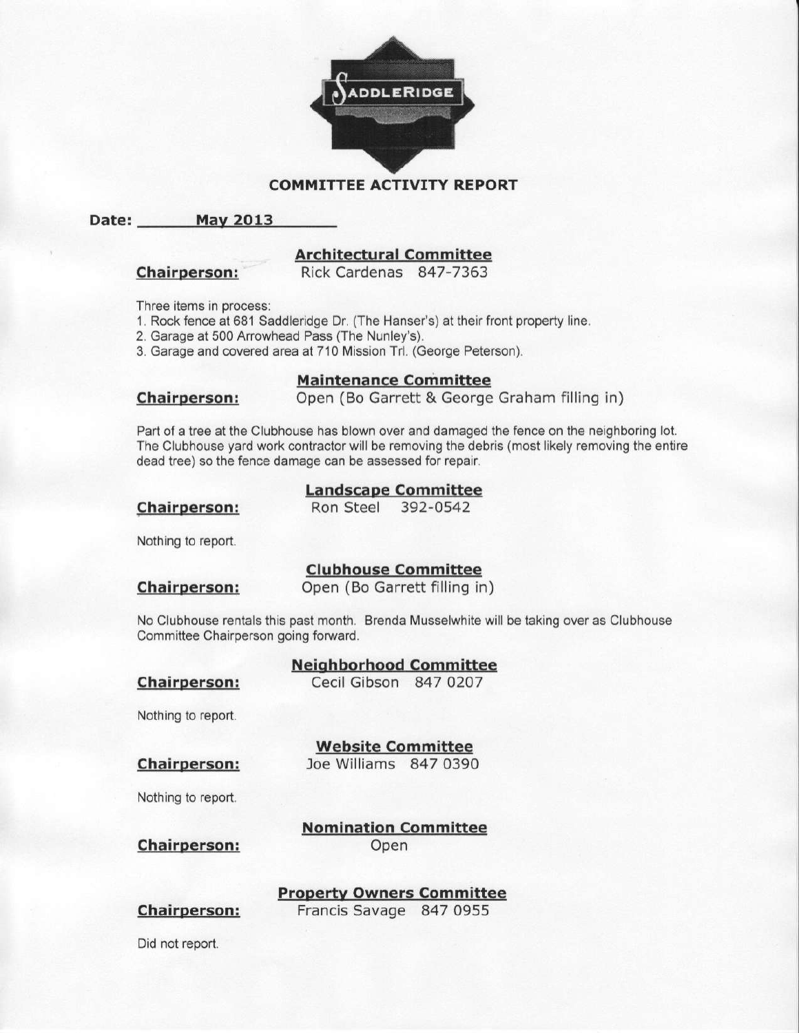SADDLERIDGE

# COMMITTEE ACTIVITY REPORT

**Date:** **May 2013**

## Architectural Committee

**Chairperson:** Rick Cardenas 847-7363

Three items in process:

1. Rock fence at 681 Saddleridge Dr. (The Hanser's) at their front property line.
2. Garage at 500 Arrowhead Pass (The Nunley's).
3. Garage and covered area at 710 Mission Trl. (George Peterson).

## Maintenance Committee

**Chairperson:** Open (Bo Garrett & George Graham filling in)

Part of a tree at the Clubhouse has blown over and damaged the fence on the neighboring lot. The Clubhouse yard work contractor will be removing the debris (most likely removing the entire dead tree) so the fence damage can be assessed for repair.

## Landscape Committee

**Chairperson:** Ron Steel 392-0542

Nothing to report.

## Clubhouse Committee

**Chairperson:** Open (Bo Garrett filling in)

No Clubhouse rentals this past month. Brenda Musselwhite will be taking over as Clubhouse Committee Chairperson going forward.

## Neighborhood Committee

**Chairperson:** Cecil Gibson 847 0207

Nothing to report.

## Website Committee

**Chairperson:** Joe Williams 847 0390

Nothing to report.

## Nomination Committee

**Chairperson:** Open

## Property Owners Committee

**Chairperson:** Francis Savage 847 0955

Did not report.